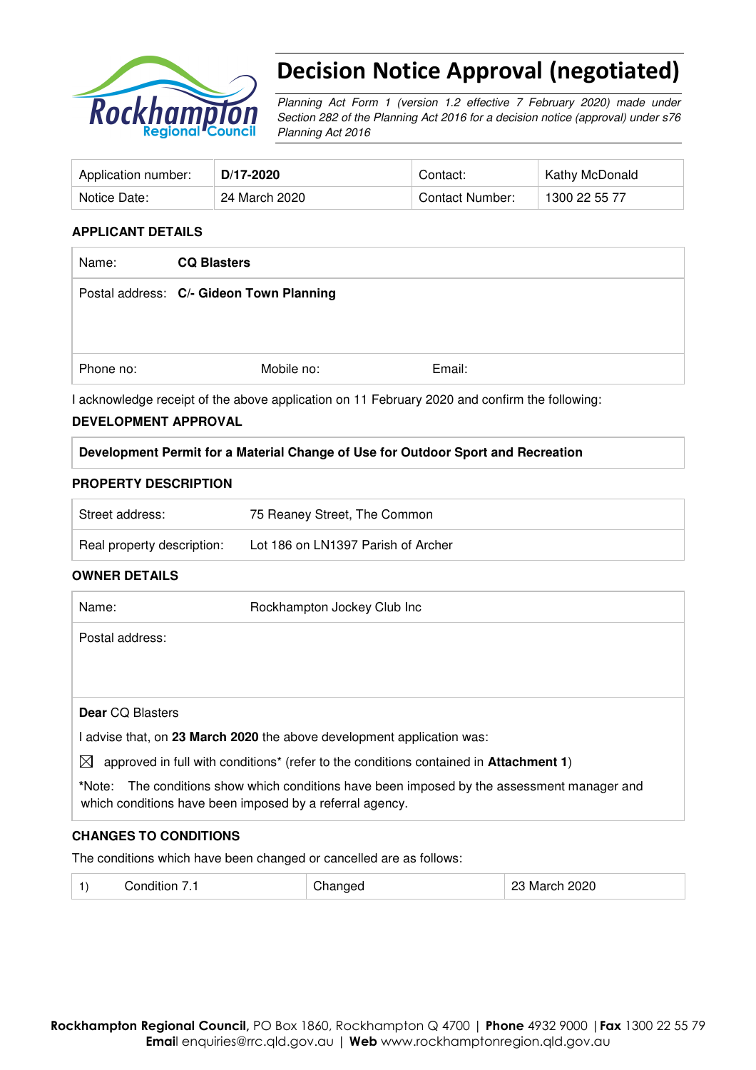# Decision Notice Approval (negotiated)

*Planning Act Form 1 (version 1.2 effective 7 February 2020) made under Section 282 of the Planning Act 2016 for a decision notice (approval) under s76 Planning Act 2016*

| Application number: | **D/17-2020** | Contact: | Kathy McDonald |
|---|---|---|---|
| Notice Date: | 24 March 2020 | Contact Number: | 1300 22 55 77 |

## APPLICANT DETAILS

| Name: | **CQ Blasters** | |
|---|---|---|
| Postal address: | **C/- Gideon Town Planning** | |
| Phone no: | Mobile no: | Email: |

I acknowledge receipt of the above application on 11 February 2020 and confirm the following:

## DEVELOPMENT APPROVAL

**Development Permit for a Material Change of Use for Outdoor Sport and Recreation**

## PROPERTY DESCRIPTION

| Street address: | 75 Reaney Street, The Common |
|---|---|
| Real property description: | Lot 186 on LN1397 Parish of Archer |

## OWNER DETAILS

| Name: | Rockhampton Jockey Club Inc |
|---|---|
| Postal address: | |

**Dear** CQ Blasters

I advise that, on **23 March 2020** the above development application was:

☒ approved in full with conditions* (refer to the conditions contained in **Attachment 1**)

***Note:** The conditions show which conditions have been imposed by the assessment manager and which conditions have been imposed by a referral agency.

## CHANGES TO CONDITIONS

The conditions which have been changed or cancelled are as follows:

| 1) | Condition 7.1 | Changed | 23 March 2020 |
|---|---|---|---|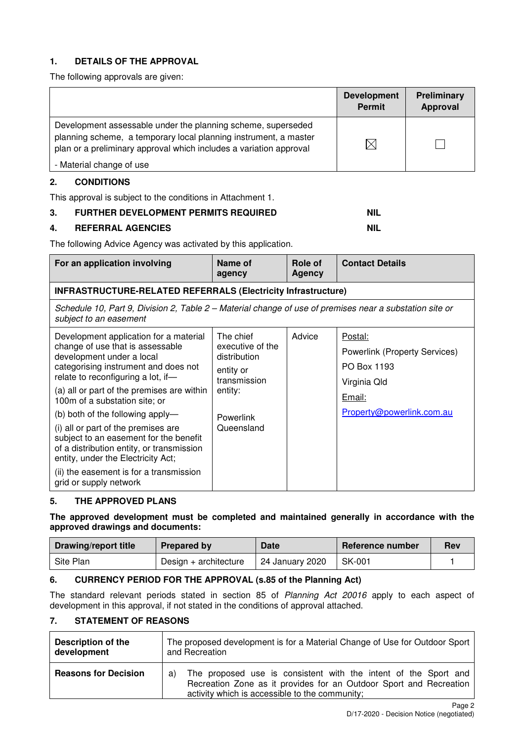## 1. DETAILS OF THE APPROVAL

The following approvals are given:

| | Development Permit | Preliminary Approval |
|---|---|---|
| Development assessable under the planning scheme, superseded planning scheme, a temporary local planning instrument, a master plan or a preliminary approval which includes a variation approval<br>- Material change of use | ☒ | ☐ |

## 2. CONDITIONS

This approval is subject to the conditions in Attachment 1.

## 3. FURTHER DEVELOPMENT PERMITS REQUIRED — NIL

## 4. REFERRAL AGENCIES — NIL

The following Advice Agency was activated by this application.

| For an application involving | Name of agency | Role of Agency | Contact Details |
|---|---|---|---|
| **INFRASTRUCTURE-RELATED REFERRALS (Electricity Infrastructure)** | | | |
| *Schedule 10, Part 9, Division 2, Table 2 – Material change of use of premises near a substation site or subject to an easement* | | | |
| Development application for a material change of use that is assessable development under a local categorising instrument and does not relate to reconfiguring a lot, if—<br>(a) all or part of the premises are within 100m of a substation site; or<br>(b) both of the following apply—<br>(i) all or part of the premises are subject to an easement for the benefit of a distribution entity, or transmission entity, under the Electricity Act;<br>(ii) the easement is for a transmission grid or supply network | The chief executive of the distribution entity or transmission entity:<br><br>Powerlink Queensland | Advice | Postal:<br>Powerlink (Property Services)<br>PO Box 1193<br>Virginia Qld<br>Email:<br>Property@powerlink.com.au |

## 5. THE APPROVED PLANS

**The approved development must be completed and maintained generally in accordance with the approved drawings and documents:**

| Drawing/report title | Prepared by | Date | Reference number | Rev |
|---|---|---|---|---|
| Site Plan | Design + architecture | 24 January 2020 | SK-001 | 1 |

## 6. CURRENCY PERIOD FOR THE APPROVAL (s.85 of the Planning Act)

The standard relevant periods stated in section 85 of *Planning Act 20016* apply to each aspect of development in this approval, if not stated in the conditions of approval attached.

## 7. STATEMENT OF REASONS

| | |
|---|---|
| **Description of the development** | The proposed development is for a Material Change of Use for Outdoor Sport and Recreation |
| **Reasons for Decision** | a) The proposed use is consistent with the intent of the Sport and Recreation Zone as it provides for an Outdoor Sport and Recreation activity which is accessible to the community; |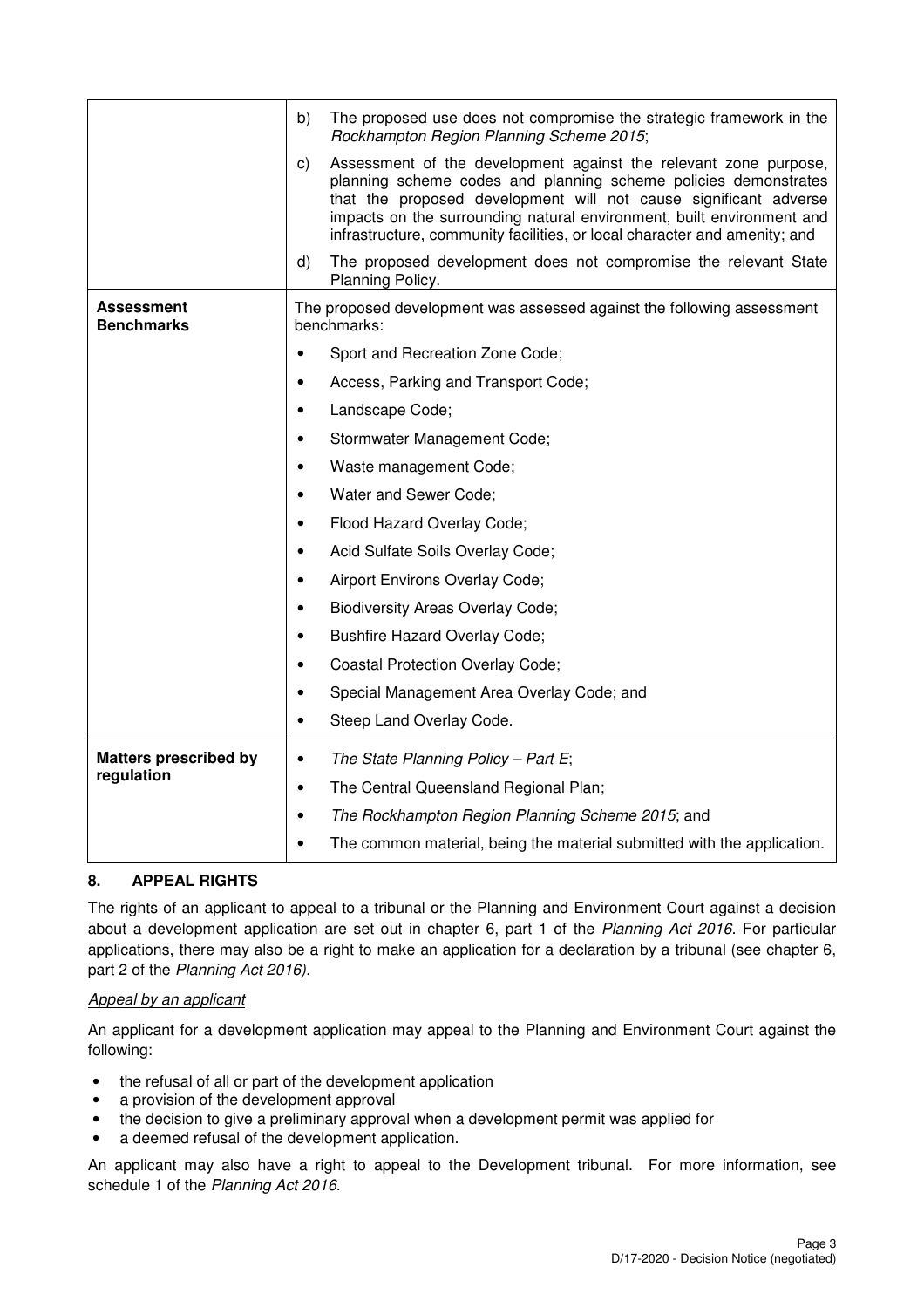| | |
|---|---|
| | b) The proposed use does not compromise the strategic framework in the *Rockhampton Region Planning Scheme 2015*;<br>c) Assessment of the development against the relevant zone purpose, planning scheme codes and planning scheme policies demonstrates that the proposed development will not cause significant adverse impacts on the surrounding natural environment, built environment and infrastructure, community facilities, or local character and amenity; and<br>d) The proposed development does not compromise the relevant State Planning Policy. |
| **Assessment Benchmarks** | The proposed development was assessed against the following assessment benchmarks:<br>• Sport and Recreation Zone Code;<br>• Access, Parking and Transport Code;<br>• Landscape Code;<br>• Stormwater Management Code;<br>• Waste management Code;<br>• Water and Sewer Code;<br>• Flood Hazard Overlay Code;<br>• Acid Sulfate Soils Overlay Code;<br>• Airport Environs Overlay Code;<br>• Biodiversity Areas Overlay Code;<br>• Bushfire Hazard Overlay Code;<br>• Coastal Protection Overlay Code;<br>• Special Management Area Overlay Code; and<br>• Steep Land Overlay Code. |
| **Matters prescribed by regulation** | • *The State Planning Policy – Part E*;<br>• The Central Queensland Regional Plan;<br>• *The Rockhampton Region Planning Scheme 2015*; and<br>• The common material, being the material submitted with the application. |

## 8. APPEAL RIGHTS

The rights of an applicant to appeal to a tribunal or the Planning and Environment Court against a decision about a development application are set out in chapter 6, part 1 of the *Planning Act 2016*. For particular applications, there may also be a right to make an application for a declaration by a tribunal (see chapter 6, part 2 of the *Planning Act 2016).*

*Appeal by an applicant*

An applicant for a development application may appeal to the Planning and Environment Court against the following:

- the refusal of all or part of the development application
- a provision of the development approval
- the decision to give a preliminary approval when a development permit was applied for
- a deemed refusal of the development application.

An applicant may also have a right to appeal to the Development tribunal. For more information, see schedule 1 of the *Planning Act 2016*.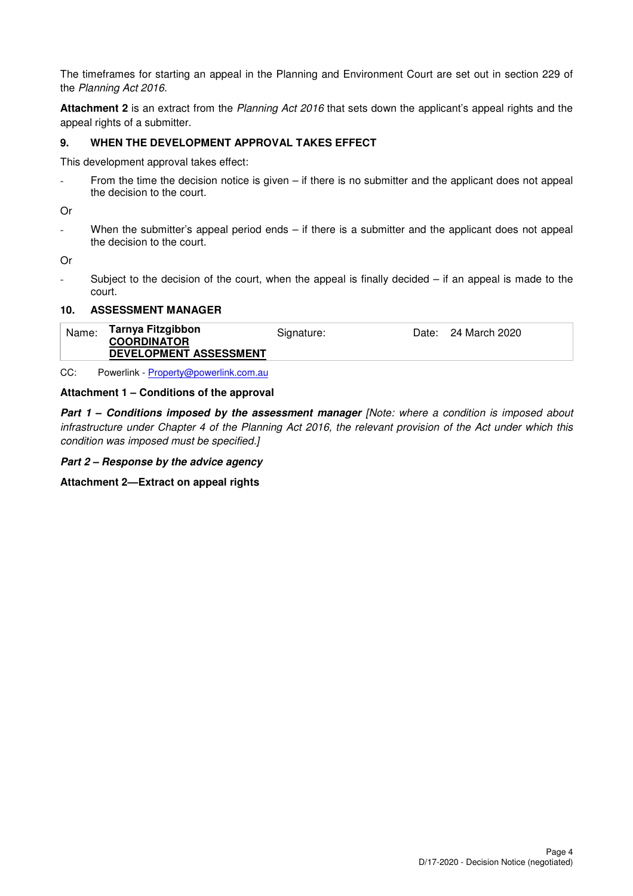The timeframes for starting an appeal in the Planning and Environment Court are set out in section 229 of the *Planning Act 2016*.

**Attachment 2** is an extract from the *Planning Act 2016* that sets down the applicant's appeal rights and the appeal rights of a submitter.

## 9. WHEN THE DEVELOPMENT APPROVAL TAKES EFFECT

This development approval takes effect:

- From the time the decision notice is given – if there is no submitter and the applicant does not appeal the decision to the court.

Or

- When the submitter's appeal period ends – if there is a submitter and the applicant does not appeal the decision to the court.

Or

- Subject to the decision of the court, when the appeal is finally decided – if an appeal is made to the court.

## 10. ASSESSMENT MANAGER

| Name: | **Tarnya Fitzgibbon** <br> **COORDINATOR** <br> **DEVELOPMENT ASSESSMENT** | Signature: | Date: 24 March 2020 |
|---|---|---|---|

CC: Powerlink - Property@powerlink.com.au

**Attachment 1 – Conditions of the approval**

***Part 1 – Conditions imposed by the assessment manager*** *[Note: where a condition is imposed about infrastructure under Chapter 4 of the Planning Act 2016, the relevant provision of the Act under which this condition was imposed must be specified.]*

***Part 2 – Response by the advice agency***

**Attachment 2—Extract on appeal rights**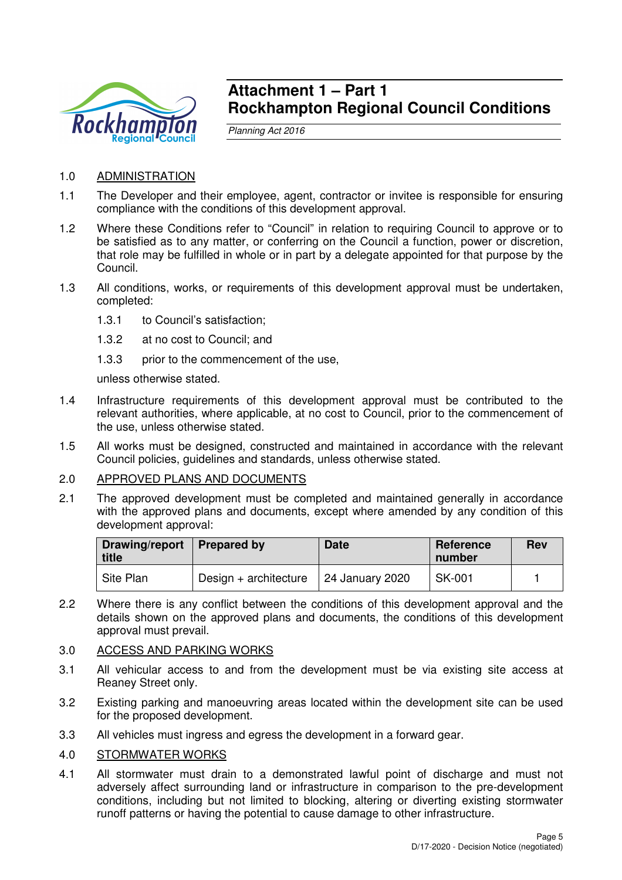# Attachment 1 – Part 1
# Rockhampton Regional Council Conditions

*Planning Act 2016*

1.0 ADMINISTRATION

1.1 The Developer and their employee, agent, contractor or invitee is responsible for ensuring compliance with the conditions of this development approval.

1.2 Where these Conditions refer to "Council" in relation to requiring Council to approve or to be satisfied as to any matter, or conferring on the Council a function, power or discretion, that role may be fulfilled in whole or in part by a delegate appointed for that purpose by the Council.

1.3 All conditions, works, or requirements of this development approval must be undertaken, completed:

1.3.1 to Council's satisfaction;

1.3.2 at no cost to Council; and

1.3.3 prior to the commencement of the use,

unless otherwise stated.

1.4 Infrastructure requirements of this development approval must be contributed to the relevant authorities, where applicable, at no cost to Council, prior to the commencement of the use, unless otherwise stated.

1.5 All works must be designed, constructed and maintained in accordance with the relevant Council policies, guidelines and standards, unless otherwise stated.

2.0 APPROVED PLANS AND DOCUMENTS

2.1 The approved development must be completed and maintained generally in accordance with the approved plans and documents, except where amended by any condition of this development approval:

| Drawing/report title | Prepared by | Date | Reference number | Rev |
|---|---|---|---|---|
| Site Plan | Design + architecture | 24 January 2020 | SK-001 | 1 |

2.2 Where there is any conflict between the conditions of this development approval and the details shown on the approved plans and documents, the conditions of this development approval must prevail.

3.0 ACCESS AND PARKING WORKS

3.1 All vehicular access to and from the development must be via existing site access at Reaney Street only.

3.2 Existing parking and manoeuvring areas located within the development site can be used for the proposed development.

3.3 All vehicles must ingress and egress the development in a forward gear.

4.0 STORMWATER WORKS

4.1 All stormwater must drain to a demonstrated lawful point of discharge and must not adversely affect surrounding land or infrastructure in comparison to the pre-development conditions, including but not limited to blocking, altering or diverting existing stormwater runoff patterns or having the potential to cause damage to other infrastructure.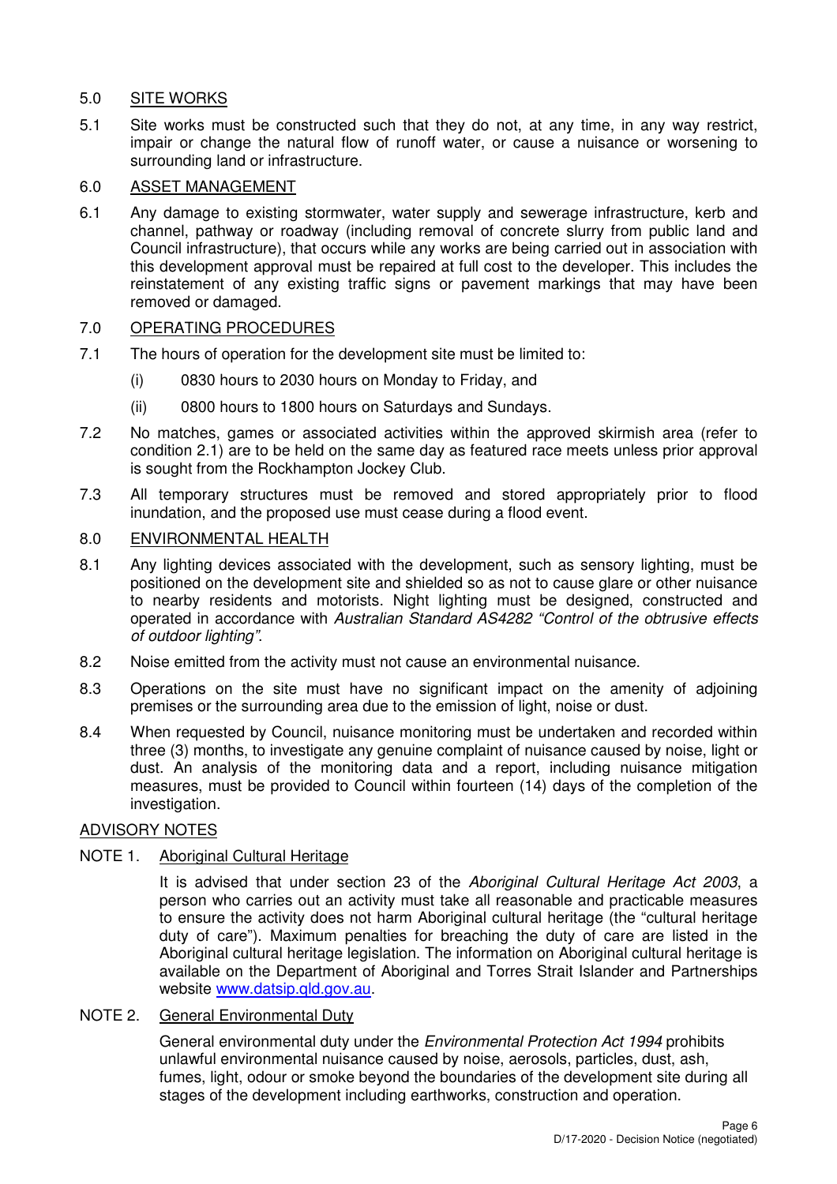## 5.0 SITE WORKS

5.1 Site works must be constructed such that they do not, at any time, in any way restrict, impair or change the natural flow of runoff water, or cause a nuisance or worsening to surrounding land or infrastructure.

## 6.0 ASSET MANAGEMENT

6.1 Any damage to existing stormwater, water supply and sewerage infrastructure, kerb and channel, pathway or roadway (including removal of concrete slurry from public land and Council infrastructure), that occurs while any works are being carried out in association with this development approval must be repaired at full cost to the developer. This includes the reinstatement of any existing traffic signs or pavement markings that may have been removed or damaged.

## 7.0 OPERATING PROCEDURES

7.1 The hours of operation for the development site must be limited to:

(i) 0830 hours to 2030 hours on Monday to Friday, and

(ii) 0800 hours to 1800 hours on Saturdays and Sundays.

7.2 No matches, games or associated activities within the approved skirmish area (refer to condition 2.1) are to be held on the same day as featured race meets unless prior approval is sought from the Rockhampton Jockey Club.

7.3 All temporary structures must be removed and stored appropriately prior to flood inundation, and the proposed use must cease during a flood event.

## 8.0 ENVIRONMENTAL HEALTH

8.1 Any lighting devices associated with the development, such as sensory lighting, must be positioned on the development site and shielded so as not to cause glare or other nuisance to nearby residents and motorists. Night lighting must be designed, constructed and operated in accordance with *Australian Standard AS4282 "Control of the obtrusive effects of outdoor lighting"*.

8.2 Noise emitted from the activity must not cause an environmental nuisance.

8.3 Operations on the site must have no significant impact on the amenity of adjoining premises or the surrounding area due to the emission of light, noise or dust.

8.4 When requested by Council, nuisance monitoring must be undertaken and recorded within three (3) months, to investigate any genuine complaint of nuisance caused by noise, light or dust. An analysis of the monitoring data and a report, including nuisance mitigation measures, must be provided to Council within fourteen (14) days of the completion of the investigation.

## ADVISORY NOTES

NOTE 1. Aboriginal Cultural Heritage

It is advised that under section 23 of the *Aboriginal Cultural Heritage Act 2003*, a person who carries out an activity must take all reasonable and practicable measures to ensure the activity does not harm Aboriginal cultural heritage (the "cultural heritage duty of care"). Maximum penalties for breaching the duty of care are listed in the Aboriginal cultural heritage legislation. The information on Aboriginal cultural heritage is available on the Department of Aboriginal and Torres Strait Islander and Partnerships website www.datsip.qld.gov.au.

NOTE 2. General Environmental Duty

General environmental duty under the *Environmental Protection Act 1994* prohibits unlawful environmental nuisance caused by noise, aerosols, particles, dust, ash, fumes, light, odour or smoke beyond the boundaries of the development site during all stages of the development including earthworks, construction and operation.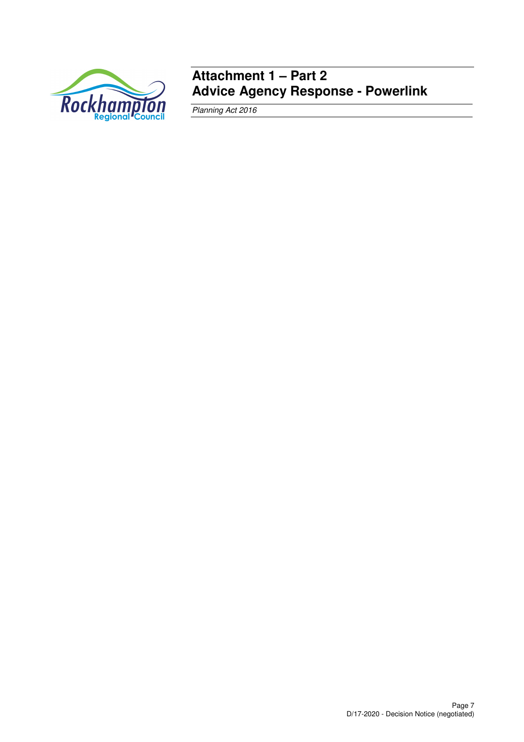# Attachment 1 – Part 2
# Advice Agency Response - Powerlink

*Planning Act 2016*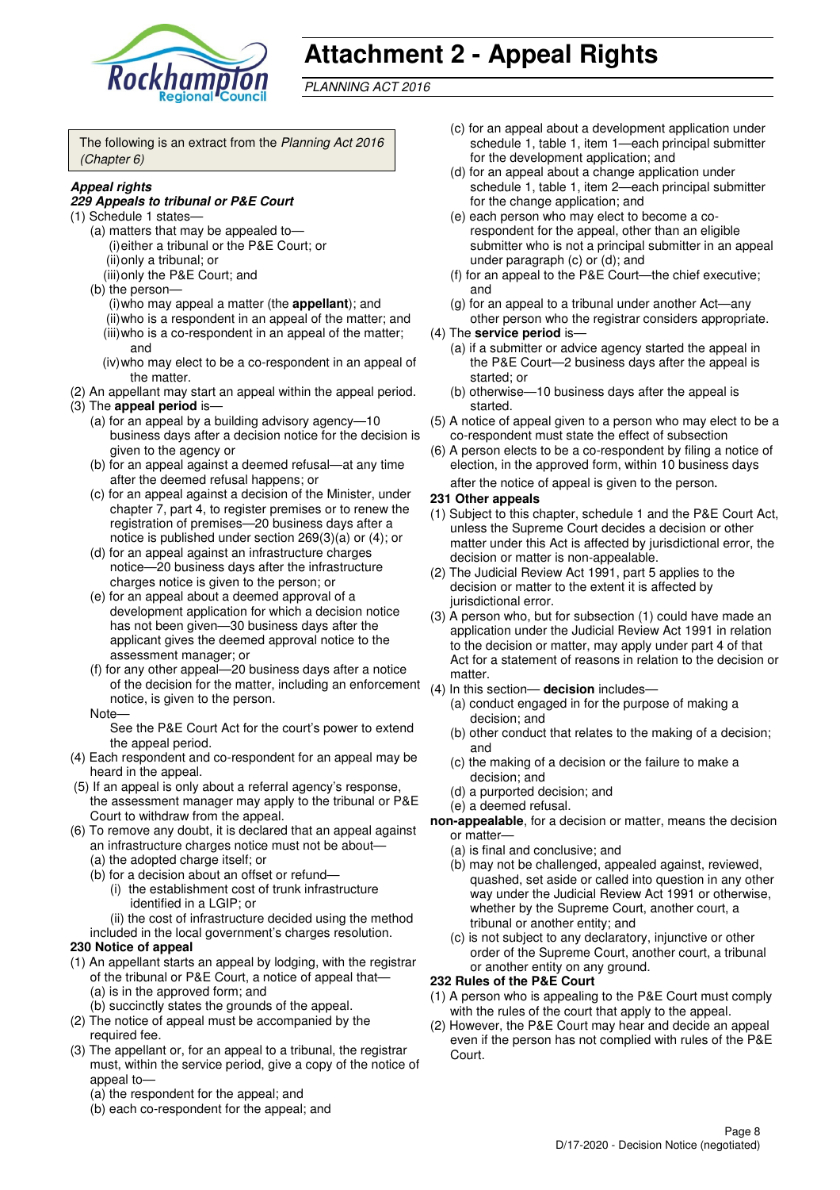# Attachment 2 - Appeal Rights

*PLANNING ACT 2016*

The following is an extract from the *Planning Act 2016 (Chapter 6)*

***Appeal rights***

***229 Appeals to tribunal or P&E Court***

(1) Schedule 1 states—

   (a) matters that may be appealed to—

      (i) either a tribunal or the P&E Court; or

      (ii) only a tribunal; or

      (iii) only the P&E Court; and

   (b) the person—

      (i) who may appeal a matter (the **appellant**); and

      (ii) who is a respondent in an appeal of the matter; and

      (iii) who is a co-respondent in an appeal of the matter; and

      (iv) who may elect to be a co-respondent in an appeal of the matter.

(2) An appellant may start an appeal within the appeal period.

(3) The **appeal period** is—

   (a) for an appeal by a building advisory agency—10 business days after a decision notice for the decision is given to the agency or

   (b) for an appeal against a deemed refusal—at any time after the deemed refusal happens; or

   (c) for an appeal against a decision of the Minister, under chapter 7, part 4, to register premises or to renew the registration of premises—20 business days after a notice is published under section 269(3)(a) or (4); or

   (d) for an appeal against an infrastructure charges notice—20 business days after the infrastructure charges notice is given to the person; or

   (e) for an appeal about a deemed approval of a development application for which a decision notice has not been given—30 business days after the applicant gives the deemed approval notice to the assessment manager; or

   (f) for any other appeal—20 business days after a notice of the decision for the matter, including an enforcement notice, is given to the person.

   Note—

   See the P&E Court Act for the court's power to extend the appeal period.

(4) Each respondent and co-respondent for an appeal may be heard in the appeal.

(5) If an appeal is only about a referral agency's response, the assessment manager may apply to the tribunal or P&E Court to withdraw from the appeal.

(6) To remove any doubt, it is declared that an appeal against an infrastructure charges notice must not be about—

   (a) the adopted charge itself; or

   (b) for a decision about an offset or refund—

      (i) the establishment cost of trunk infrastructure identified in a LGIP; or

      (ii) the cost of infrastructure decided using the method included in the local government's charges resolution.

**230 Notice of appeal**

(1) An appellant starts an appeal by lodging, with the registrar of the tribunal or P&E Court, a notice of appeal that—

   (a) is in the approved form; and

   (b) succinctly states the grounds of the appeal.

(2) The notice of appeal must be accompanied by the required fee.

(3) The appellant or, for an appeal to a tribunal, the registrar must, within the service period, give a copy of the notice of appeal to—

   (a) the respondent for the appeal; and

   (b) each co-respondent for the appeal; and

   (c) for an appeal about a development application under schedule 1, table 1, item 1—each principal submitter for the development application; and

   (d) for an appeal about a change application under schedule 1, table 1, item 2—each principal submitter for the change application; and

   (e) each person who may elect to become a co-respondent for the appeal, other than an eligible submitter who is not a principal submitter in an appeal under paragraph (c) or (d); and

   (f) for an appeal to the P&E Court—the chief executive; and

   (g) for an appeal to a tribunal under another Act—any other person who the registrar considers appropriate.

(4) The **service period** is—

   (a) if a submitter or advice agency started the appeal in the P&E Court—2 business days after the appeal is started; or

   (b) otherwise—10 business days after the appeal is started.

(5) A notice of appeal given to a person who may elect to be a co-respondent must state the effect of subsection

(6) A person elects to be a co-respondent by filing a notice of election, in the approved form, within 10 business days after the notice of appeal is given to the person.

**231 Other appeals**

(1) Subject to this chapter, schedule 1 and the P&E Court Act, unless the Supreme Court decides a decision or other matter under this Act is affected by jurisdictional error, the decision or matter is non-appealable.

(2) The Judicial Review Act 1991, part 5 applies to the decision or matter to the extent it is affected by jurisdictional error.

(3) A person who, but for subsection (1) could have made an application under the Judicial Review Act 1991 in relation to the decision or matter, may apply under part 4 of that Act for a statement of reasons in relation to the decision or matter.

(4) In this section— **decision** includes—

   (a) conduct engaged in for the purpose of making a decision; and

   (b) other conduct that relates to the making of a decision; and

   (c) the making of a decision or the failure to make a decision; and

   (d) a purported decision; and

   (e) a deemed refusal.

**non-appealable**, for a decision or matter, means the decision or matter—

   (a) is final and conclusive; and

   (b) may not be challenged, appealed against, reviewed, quashed, set aside or called into question in any other way under the Judicial Review Act 1991 or otherwise, whether by the Supreme Court, another court, a tribunal or another entity; and

   (c) is not subject to any declaratory, injunctive or other order of the Supreme Court, another court, a tribunal or another entity on any ground.

**232 Rules of the P&E Court**

(1) A person who is appealing to the P&E Court must comply with the rules of the court that apply to the appeal.

(2) However, the P&E Court may hear and decide an appeal even if the person has not complied with rules of the P&E Court.

D/17-2020 - Decision Notice (negotiated)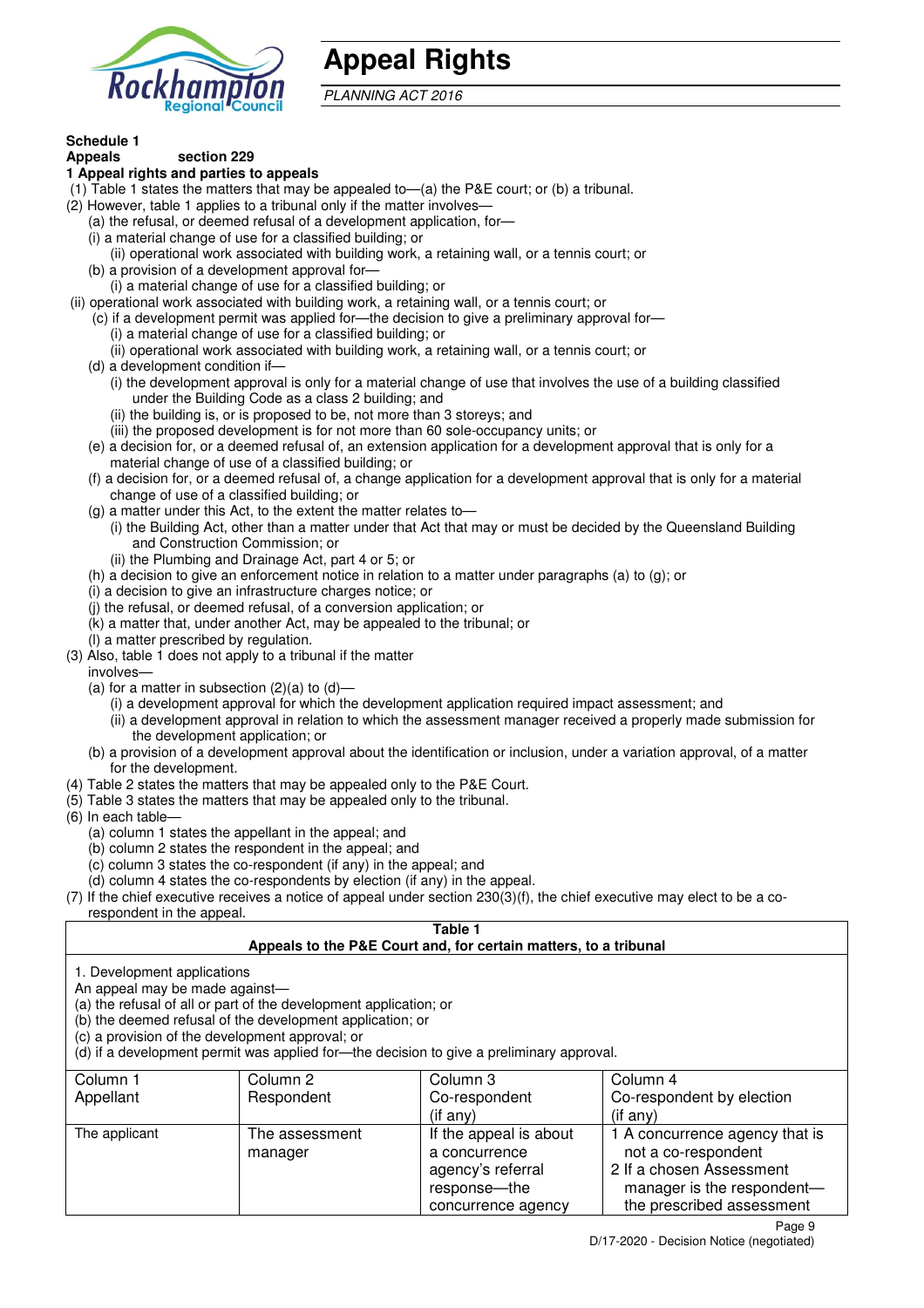# Appeal Rights

*PLANNING ACT 2016*

**Schedule 1**
**Appeals** section 229

**1 Appeal rights and parties to appeals**

(1) Table 1 states the matters that may be appealed to—(a) the P&E court; or (b) a tribunal.

(2) However, table 1 applies to a tribunal only if the matter involves—

(a) the refusal, or deemed refusal of a development application, for—

(i) a material change of use for a classified building; or

(ii) operational work associated with building work, a retaining wall, or a tennis court; or

(b) a provision of a development approval for—

(i) a material change of use for a classified building; or

(ii) operational work associated with building work, a retaining wall, or a tennis court; or

(c) if a development permit was applied for—the decision to give a preliminary approval for—

(i) a material change of use for a classified building; or

(ii) operational work associated with building work, a retaining wall, or a tennis court; or

(d) a development condition if—

(i) the development approval is only for a material change of use that involves the use of a building classified under the Building Code as a class 2 building; and

(ii) the building is, or is proposed to be, not more than 3 storeys; and

(iii) the proposed development is for not more than 60 sole-occupancy units; or

(e) a decision for, or a deemed refusal of, an extension application for a development approval that is only for a material change of use of a classified building; or

(f) a decision for, or a deemed refusal of, a change application for a development approval that is only for a material change of use of a classified building; or

(g) a matter under this Act, to the extent the matter relates to—

(i) the Building Act, other than a matter under that Act that may or must be decided by the Queensland Building and Construction Commission; or

(ii) the Plumbing and Drainage Act, part 4 or 5; or

(h) a decision to give an enforcement notice in relation to a matter under paragraphs (a) to (g); or

(i) a decision to give an infrastructure charges notice; or

(j) the refusal, or deemed refusal, of a conversion application; or

(k) a matter that, under another Act, may be appealed to the tribunal; or

(l) a matter prescribed by regulation.

(3) Also, table 1 does not apply to a tribunal if the matter involves—

(a) for a matter in subsection (2)(a) to (d)—

(i) a development approval for which the development application required impact assessment; and

(ii) a development approval in relation to which the assessment manager received a properly made submission for the development application; or

(b) a provision of a development approval about the identification or inclusion, under a variation approval, of a matter for the development.

(4) Table 2 states the matters that may be appealed only to the P&E Court.

(5) Table 3 states the matters that may be appealed only to the tribunal.

(6) In each table—

(a) column 1 states the appellant in the appeal; and

(b) column 2 states the respondent in the appeal; and

(c) column 3 states the co-respondent (if any) in the appeal; and

(d) column 4 states the co-respondents by election (if any) in the appeal.

(7) If the chief executive receives a notice of appeal under section 230(3)(f), the chief executive may elect to be a co-respondent in the appeal.

**Table 1**
**Appeals to the P&E Court and, for certain matters, to a tribunal**

1. Development applications

An appeal may be made against—

(a) the refusal of all or part of the development application; or

(b) the deemed refusal of the development application; or

(c) a provision of the development approval; or

(d) if a development permit was applied for—the decision to give a preliminary approval.

| Column 1<br>Appellant | Column 2<br>Respondent | Column 3<br>Co-respondent<br>(if any) | Column 4<br>Co-respondent by election<br>(if any) |
|---|---|---|---|
| The applicant | The assessment manager | If the appeal is about a concurrence agency's referral response—the concurrence agency | 1 A concurrence agency that is not a co-respondent<br>2 If a chosen Assessment manager is the respondent—the prescribed assessment |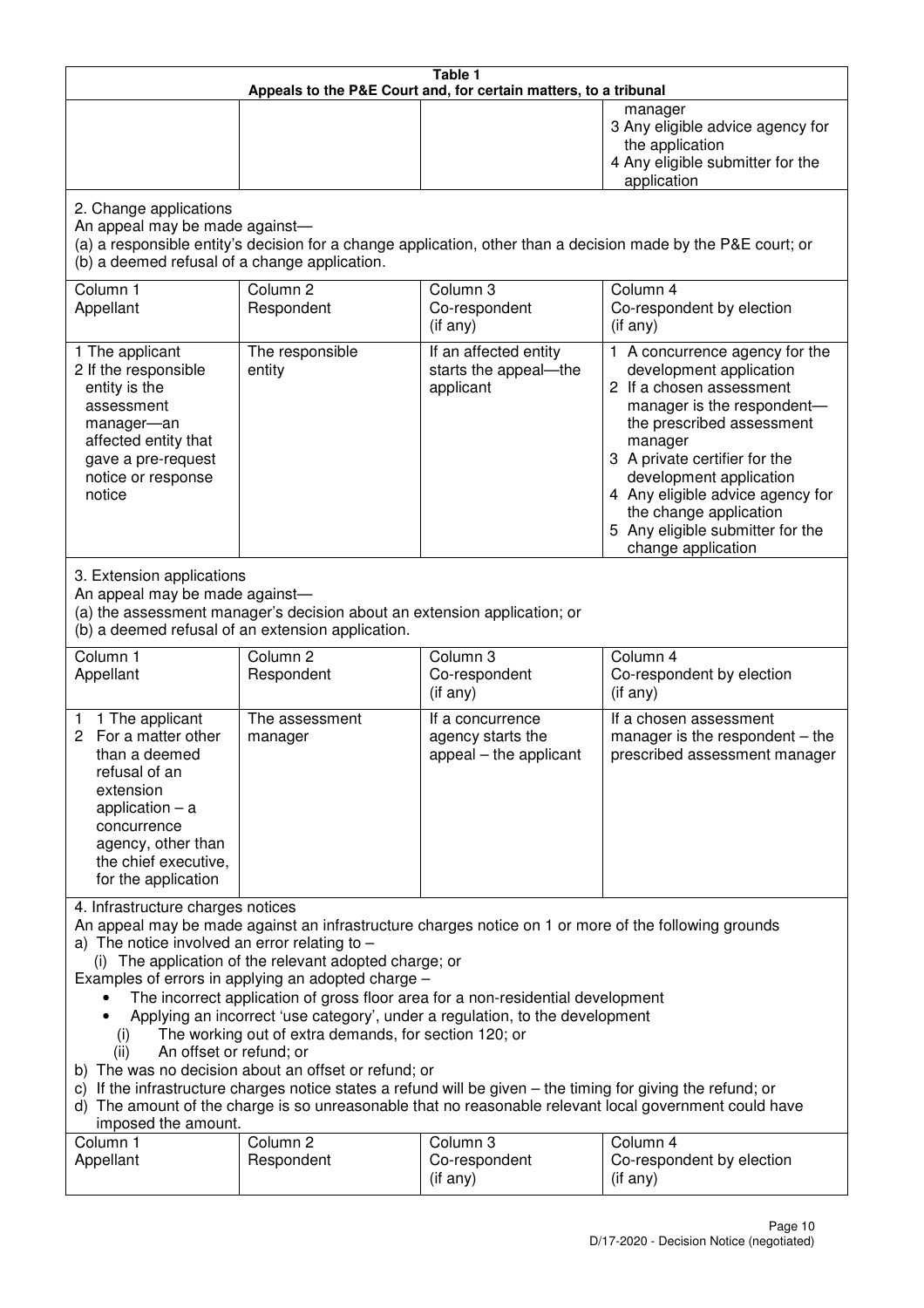**Table 1**
**Appeals to the P&E Court and, for certain matters, to a tribunal**

| | | | |
|---|---|---|---|
| | | | manager<br>3 Any eligible advice agency for the application<br>4 Any eligible submitter for the application |

2. Change applications
An appeal may be made against—
(a) a responsible entity's decision for a change application, other than a decision made by the P&E court; or
(b) a deemed refusal of a change application.

| Column 1<br>Appellant | Column 2<br>Respondent | Column 3<br>Co-respondent<br>(if any) | Column 4<br>Co-respondent by election<br>(if any) |
|---|---|---|---|
| 1 The applicant<br>2 If the responsible entity is the assessment manager—an affected entity that gave a pre-request notice or response notice | The responsible entity | If an affected entity starts the appeal—the applicant | 1 A concurrence agency for the development application<br>2 If a chosen assessment manager is the respondent—the prescribed assessment manager<br>3 A private certifier for the development application<br>4 Any eligible advice agency for the change application<br>5 Any eligible submitter for the change application |

3. Extension applications
An appeal may be made against—
(a) the assessment manager's decision about an extension application; or
(b) a deemed refusal of an extension application.

| Column 1<br>Appellant | Column 2<br>Respondent | Column 3<br>Co-respondent<br>(if any) | Column 4<br>Co-respondent by election<br>(if any) |
|---|---|---|---|
| 1 1 The applicant<br>2 For a matter other than a deemed refusal of an extension application – a concurrence agency, other than the chief executive, for the application | The assessment manager | If a concurrence agency starts the appeal – the applicant | If a chosen assessment manager is the respondent – the prescribed assessment manager |

4. Infrastructure charges notices
An appeal may be made against an infrastructure charges notice on 1 or more of the following grounds
a) The notice involved an error relating to –
   (i) The application of the relevant adopted charge; or
Examples of errors in applying an adopted charge –
- The incorrect application of gross floor area for a non-residential development
- Applying an incorrect 'use category', under a regulation, to the development
   (i) The working out of extra demands, for section 120; or
   (ii) An offset or refund; or
b) The was no decision about an offset or refund; or
c) If the infrastructure charges notice states a refund will be given – the timing for giving the refund; or
d) The amount of the charge is so unreasonable that no reasonable relevant local government could have imposed the amount.

| Column 1<br>Appellant | Column 2<br>Respondent | Column 3<br>Co-respondent<br>(if any) | Column 4<br>Co-respondent by election<br>(if any) |
|---|---|---|---|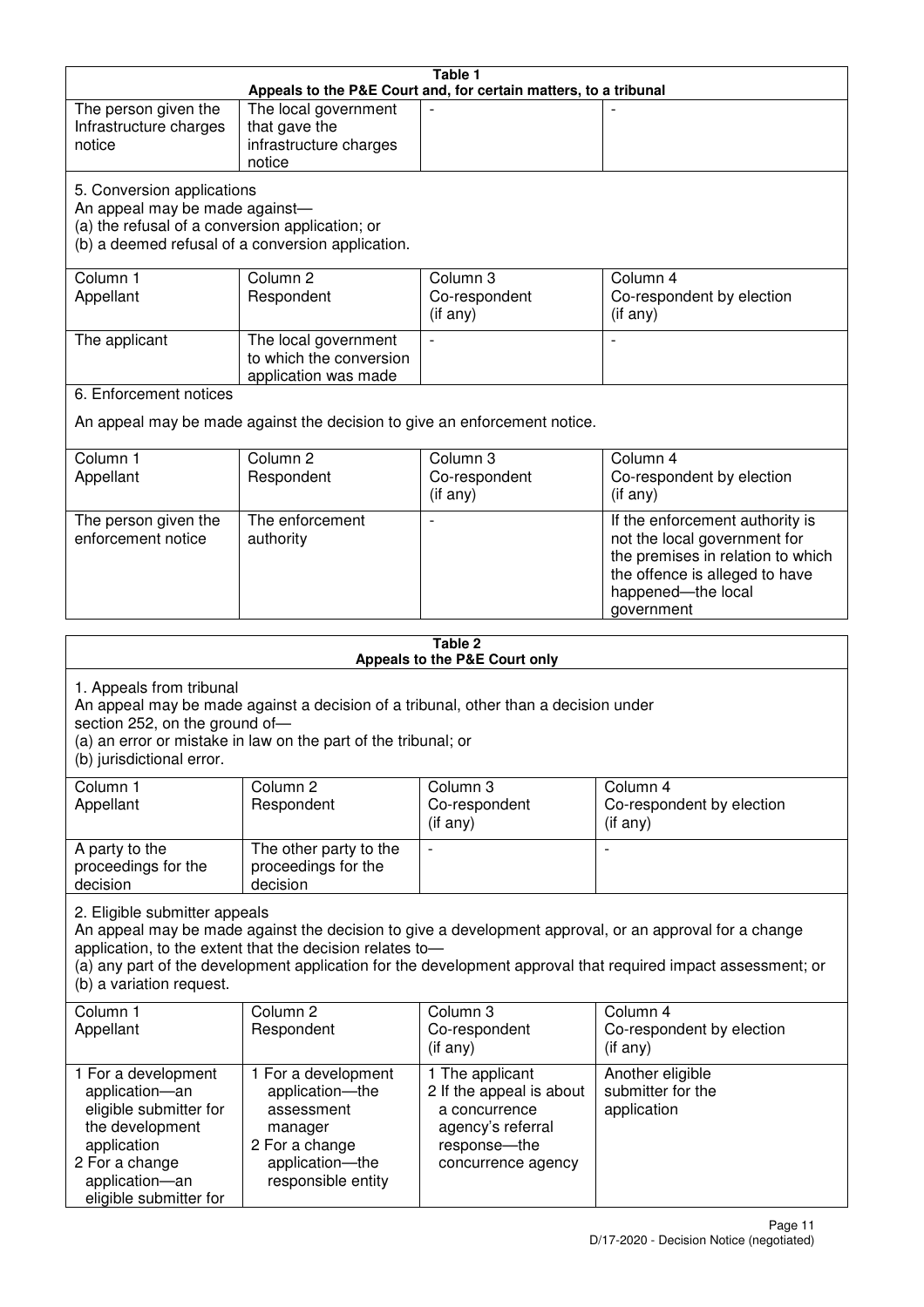**Table 1**
**Appeals to the P&E Court and, for certain matters, to a tribunal**

| | | | |
|---|---|---|---|
| The person given the Infrastructure charges notice | The local government that gave the infrastructure charges notice | - | - |

5. Conversion applications
An appeal may be made against—
(a) the refusal of a conversion application; or
(b) a deemed refusal of a conversion application.

| Column 1<br>Appellant | Column 2<br>Respondent | Column 3<br>Co-respondent<br>(if any) | Column 4<br>Co-respondent by election<br>(if any) |
|---|---|---|---|
| The applicant | The local government to which the conversion application was made | - | - |

6. Enforcement notices

An appeal may be made against the decision to give an enforcement notice.

| Column 1<br>Appellant | Column 2<br>Respondent | Column 3<br>Co-respondent<br>(if any) | Column 4<br>Co-respondent by election<br>(if any) |
|---|---|---|---|
| The person given the enforcement notice | The enforcement authority | - | If the enforcement authority is not the local government for the premises in relation to which the offence is alleged to have happened—the local government |

**Table 2**
**Appeals to the P&E Court only**

1. Appeals from tribunal
An appeal may be made against a decision of a tribunal, other than a decision under section 252, on the ground of—
(a) an error or mistake in law on the part of the tribunal; or
(b) jurisdictional error.

| Column 1<br>Appellant | Column 2<br>Respondent | Column 3<br>Co-respondent<br>(if any) | Column 4<br>Co-respondent by election<br>(if any) |
|---|---|---|---|
| A party to the proceedings for the decision | The other party to the proceedings for the decision | - | - |

2. Eligible submitter appeals
An appeal may be made against the decision to give a development approval, or an approval for a change application, to the extent that the decision relates to—
(a) any part of the development application for the development approval that required impact assessment; or
(b) a variation request.

| Column 1<br>Appellant | Column 2<br>Respondent | Column 3<br>Co-respondent<br>(if any) | Column 4<br>Co-respondent by election<br>(if any) |
|---|---|---|---|
| 1 For a development application—an eligible submitter for the development application<br>2 For a change application—an eligible submitter for | 1 For a development application—the assessment manager<br>2 For a change application—the responsible entity | 1 The applicant<br>2 If the appeal is about a concurrence agency's referral response—the concurrence agency | Another eligible submitter for the application |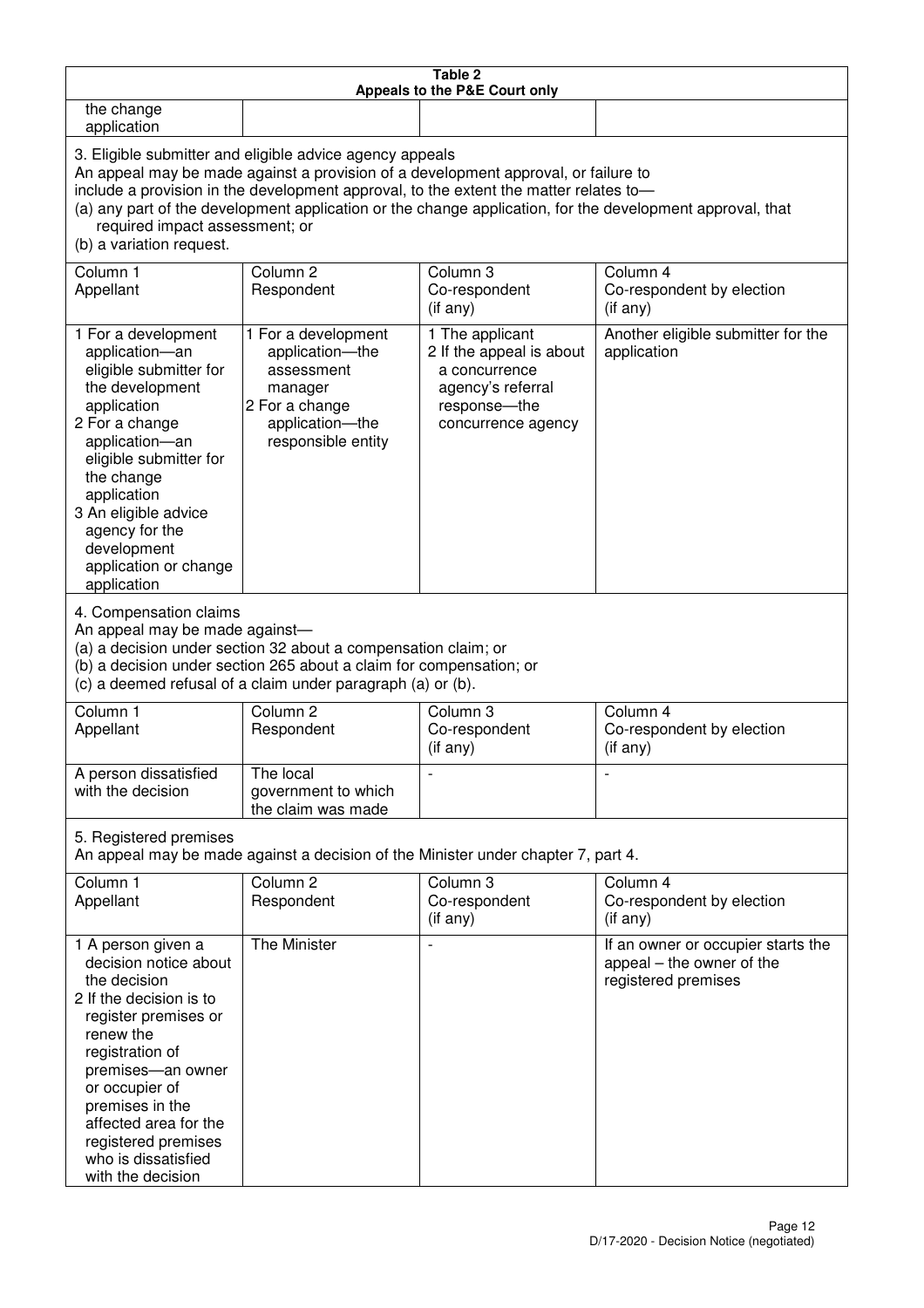**Table 2**
**Appeals to the P&E Court only**

| | | | |
|---|---|---|---|
| the change application | | | |

3. Eligible submitter and eligible advice agency appeals
An appeal may be made against a provision of a development approval, or failure to include a provision in the development approval, to the extent the matter relates to—
(a) any part of the development application or the change application, for the development approval, that required impact assessment; or
(b) a variation request.

| Column 1<br>Appellant | Column 2<br>Respondent | Column 3<br>Co-respondent (if any) | Column 4<br>Co-respondent by election (if any) |
|---|---|---|---|
| 1 For a development application—an eligible submitter for the development application<br>2 For a change application—an eligible submitter for the change application<br>3 An eligible advice agency for the development application or change application | 1 For a development application—the assessment manager<br>2 For a change application—the responsible entity | 1 The applicant<br>2 If the appeal is about a concurrence agency's referral response—the concurrence agency | Another eligible submitter for the application |

4. Compensation claims
An appeal may be made against—
(a) a decision under section 32 about a compensation claim; or
(b) a decision under section 265 about a claim for compensation; or
(c) a deemed refusal of a claim under paragraph (a) or (b).

| Column 1<br>Appellant | Column 2<br>Respondent | Column 3<br>Co-respondent (if any) | Column 4<br>Co-respondent by election (if any) |
|---|---|---|---|
| A person dissatisfied with the decision | The local government to which the claim was made | - | - |

5. Registered premises
An appeal may be made against a decision of the Minister under chapter 7, part 4.

| Column 1<br>Appellant | Column 2<br>Respondent | Column 3<br>Co-respondent (if any) | Column 4<br>Co-respondent by election (if any) |
|---|---|---|---|
| 1 A person given a decision notice about the decision<br>2 If the decision is to register premises or renew the registration of premises—an owner or occupier of premises in the affected area for the registered premises who is dissatisfied with the decision | The Minister | - | If an owner or occupier starts the appeal – the owner of the registered premises |

D/17-2020 - Decision Notice (negotiated)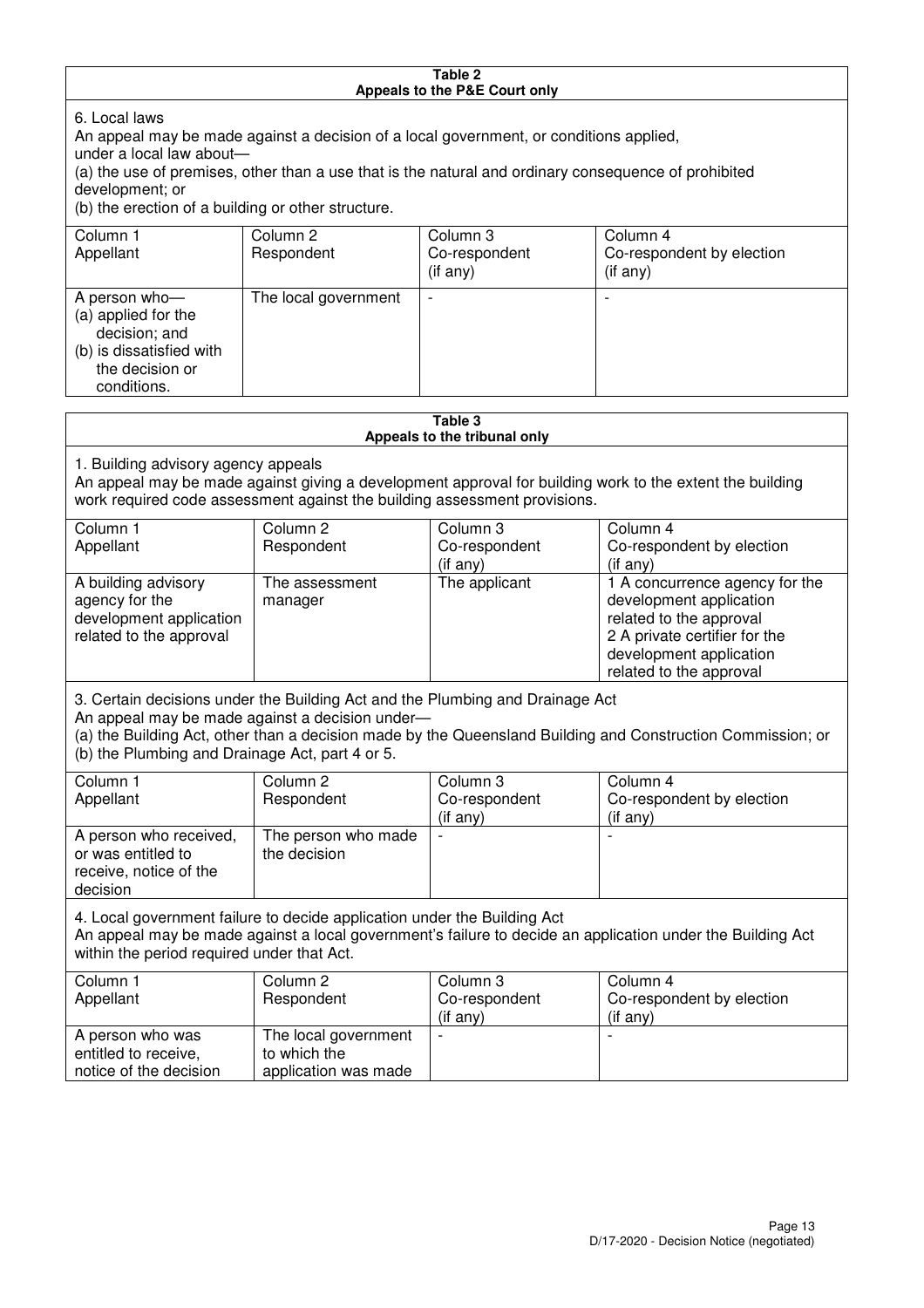## Table 2
## Appeals to the P&E Court only

6. Local laws

An appeal may be made against a decision of a local government, or conditions applied, under a local law about—

(a) the use of premises, other than a use that is the natural and ordinary consequence of prohibited development; or

(b) the erection of a building or other structure.

| Column 1<br>Appellant | Column 2<br>Respondent | Column 3<br>Co-respondent<br>(if any) | Column 4<br>Co-respondent by election<br>(if any) |
|---|---|---|---|
| A person who—<br>(a) applied for the decision; and<br>(b) is dissatisfied with the decision or conditions. | The local government | - | - |

## Table 3
## Appeals to the tribunal only

1. Building advisory agency appeals

An appeal may be made against giving a development approval for building work to the extent the building work required code assessment against the building assessment provisions.

| Column 1<br>Appellant | Column 2<br>Respondent | Column 3<br>Co-respondent<br>(if any) | Column 4<br>Co-respondent by election<br>(if any) |
|---|---|---|---|
| A building advisory agency for the development application related to the approval | The assessment manager | The applicant | 1 A concurrence agency for the development application related to the approval<br>2 A private certifier for the development application related to the approval |

3. Certain decisions under the Building Act and the Plumbing and Drainage Act

An appeal may be made against a decision under—

(a) the Building Act, other than a decision made by the Queensland Building and Construction Commission; or

(b) the Plumbing and Drainage Act, part 4 or 5.

| Column 1<br>Appellant | Column 2<br>Respondent | Column 3<br>Co-respondent<br>(if any) | Column 4<br>Co-respondent by election<br>(if any) |
|---|---|---|---|
| A person who received, or was entitled to receive, notice of the decision | The person who made the decision | - | - |

4. Local government failure to decide application under the Building Act

An appeal may be made against a local government's failure to decide an application under the Building Act within the period required under that Act.

| Column 1<br>Appellant | Column 2<br>Respondent | Column 3<br>Co-respondent<br>(if any) | Column 4<br>Co-respondent by election<br>(if any) |
|---|---|---|---|
| A person who was entitled to receive, notice of the decision | The local government to which the application was made | - | - |

D/17-2020 - Decision Notice (negotiated)